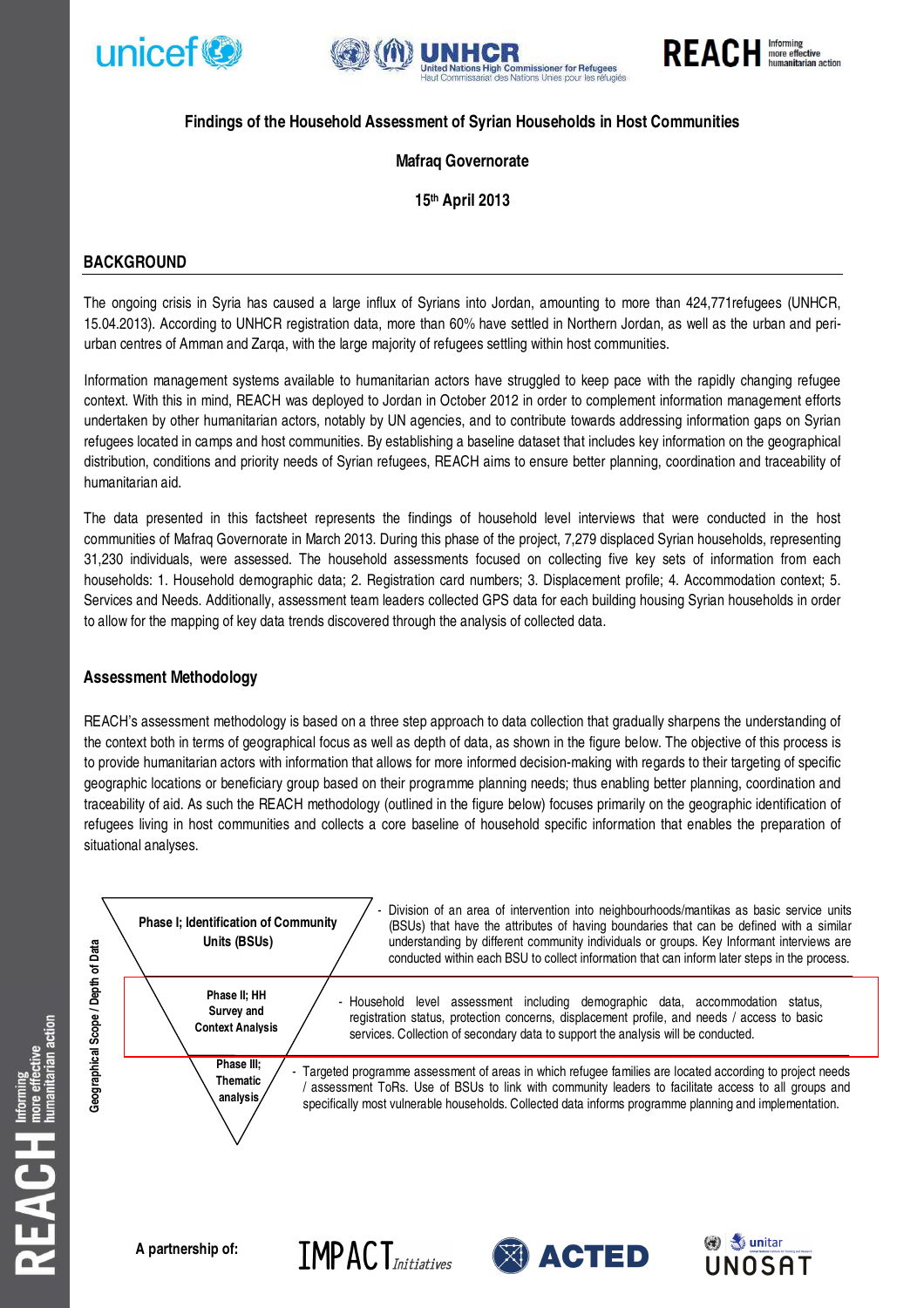**Findings of the Household Assessment of Syrian Households in Host Communities**

**Mafraq Governorate**

**15th April 2013**

## BACKGROUND

The ongoing crisis in Syria has caused a large influx of Syrians into Jordan, amounting to more than 424,771refugees (UNHCR, 15.04.2013). According to UNHCR registration data, more than 60% have settled in Northern Jordan, as well as the urban and peri-urban centres of Amman and Zarqa, with the large majority of refugees settling within host communities.

Information management systems available to humanitarian actors have struggled to keep pace with the rapidly changing refugee context. With this in mind, REACH was deployed to Jordan in October 2012 in order to complement information management efforts undertaken by other humanitarian actors, notably by UN agencies, and to contribute towards addressing information gaps on Syrian refugees located in camps and host communities. By establishing a baseline dataset that includes key information on the geographical distribution, conditions and priority needs of Syrian refugees, REACH aims to ensure better planning, coordination and traceability of humanitarian aid.

The data presented in this factsheet represents the findings of household level interviews that were conducted in the host communities of Mafraq Governorate in March 2013. During this phase of the project, 7,279 displaced Syrian households, representing 31,230 individuals, were assessed. The household assessments focused on collecting five key sets of information from each households: 1. Household demographic data; 2. Registration card numbers; 3. Displacement profile; 4. Accommodation context; 5. Services and Needs. Additionally, assessment team leaders collected GPS data for each building housing Syrian households in order to allow for the mapping of key data trends discovered through the analysis of collected data.

## Assessment Methodology

REACH's assessment methodology is based on a three step approach to data collection that gradually sharpens the understanding of the context both in terms of geographical focus as well as depth of data, as shown in the figure below. The objective of this process is to provide humanitarian actors with information that allows for more informed decision-making with regards to their targeting of specific geographic locations or beneficiary group based on their programme planning needs; thus enabling better planning, coordination and traceability of aid. As such the REACH methodology (outlined in the figure below) focuses primarily on the geographic identification of refugees living in host communities and collects a core baseline of household specific information that enables the preparation of situational analyses.

Geographical Scope / Depth of Data

| Phase | Description |
|---|---|
| **Phase I; Identification of Community Units (BSUs)** | - Division of an area of intervention into neighbourhoods/mantikas as basic service units (BSUs) that have the attributes of having boundaries that can be defined with a similar understanding by different community individuals or groups. Key Informant interviews are conducted within each BSU to collect information that can inform later steps in the process. |
| **Phase II; HH Survey and Context Analysis** | - Household level assessment including demographic data, accommodation status, registration status, protection concerns, displacement profile, and needs / access to basic services. Collection of secondary data to support the analysis will be conducted. |
| **Phase III; Thematic analysis** | - Targeted programme assessment of areas in which refugee families are located according to project needs / assessment ToRs. Use of BSUs to link with community leaders to facilitate access to all groups and specifically most vulnerable households. Collected data informs programme planning and implementation. |

**A partnership of:**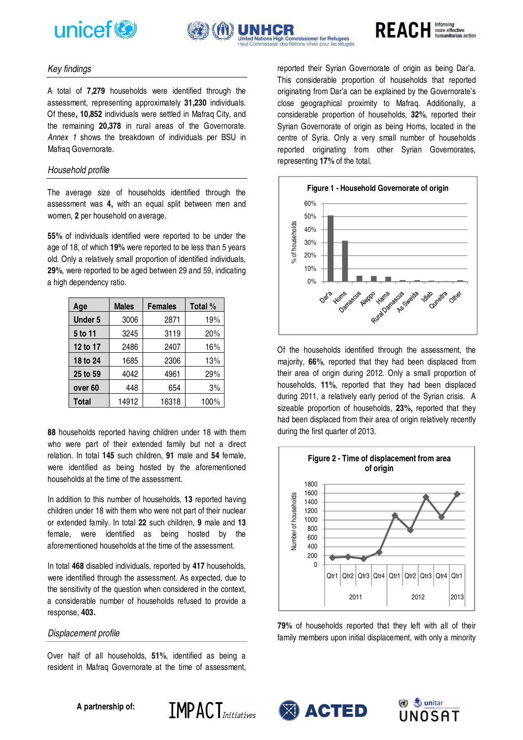### *Key findings*

A total of **7,279** households were identified through the assessment, representing approximately **31,230** individuals. Of these**, 10,852** individuals were settled in Mafraq City, and the remaining **20,378** in rural areas of the Governorate. *Annex 1* shows the breakdown of individuals per BSU in Mafraq Governorate.

### *Household profile*

The average size of households identified through the assessment was **4,** with an equal split between men and women, **2** per household on average.

**55%** of individuals identified were reported to be under the age of 18, of which **19%** were reported to be less than 5 years old. Only a relatively small proportion of identified individuals, **29%**, were reported to be aged between 29 and 59, indicating a high dependency ratio.

| Age | Males | Females | Total % |
|---|---|---|---|
| **Under 5** | 3006 | 2871 | 19% |
| **5 to 11** | 3245 | 3119 | 20% |
| **12 to 17** | 2486 | 2407 | 16% |
| **18 to 24** | 1685 | 2306 | 13% |
| **25 to 59** | 4042 | 4961 | 29% |
| **over 60** | 448 | 654 | 3% |
| **Total** | 14912 | 16318 | 100% |

**88** households reported having children under 18 with them who were part of their extended family but not a direct relation. In total **145** such children, **91** male and **54** female, were identified as being hosted by the aforementioned households at the time of the assessment.

In addition to this number of households, **13** reported having children under 18 with them who were not part of their nuclear or extended family. In total **22** such children, **9** male and **13** female, were identified as being hosted by the aforementioned households at the time of the assessment.

In total **468** disabled individuals, reported by **417** households, were identified through the assessment. As expected, due to the sensitivity of the question when considered in the context, a considerable number of households refused to provide a response, **403.**

### *Displacement profile*

Over half of all households, **51%**, identified as being a resident in Mafraq Governorate at the time of assessment, reported their Syrian Governorate of origin as being Dar'a. This considerable proportion of households that reported originating from Dar'a can be explained by the Governorate's close geographical proximity to Mafraq. Additionally, a considerable proportion of households, **32%**, reported their Syrian Governorate of origin as being Homs, located in the centre of Syria. Only a very small number of households reported originating from other Syrian Governorates, representing **17%** of the total.

**Figure 1 - Household Governorate of origin**

Of the households identified through the assessment, the majority, **66%**, reported that they had been displaced from their area of origin during 2012. Only a small proportion of households, **11%**, reported that they had been displaced during 2011, a relatively early period of the Syrian crisis. A sizeable proportion of households, **23%**, reported that they had been displaced from their area of origin relatively recently during the first quarter of 2013.

**Figure 2 - Time of displacement from area of origin**

**79%** of households reported that they left with all of their family members upon initial displacement, with only a minority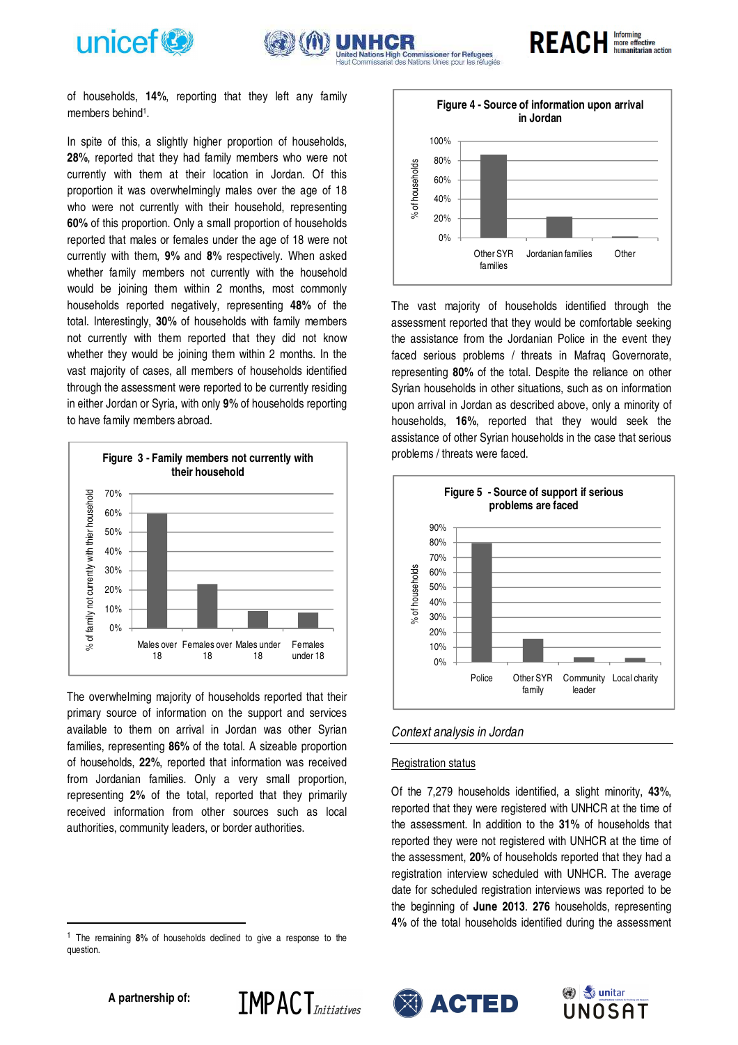of households, **14%**, reporting that they left any family members behind[1].

In spite of this, a slightly higher proportion of households, **28%**, reported that they had family members who were not currently with them at their location in Jordan. Of this proportion it was overwhelmingly males over the age of 18 who were not currently with their household, representing **60%** of this proportion. Only a small proportion of households reported that males or females under the age of 18 were not currently with them, **9%** and **8%** respectively. When asked whether family members not currently with the household would be joining them within 2 months, most commonly households reported negatively, representing **48%** of the total. Interestingly, **30%** of households with family members not currently with them reported that they did not know whether they would be joining them within 2 months. In the vast majority of cases, all members of households identified through the assessment were reported to be currently residing in either Jordan or Syria, with only **9%** of households reporting to have family members abroad.

**Figure 3 - Family members not currently with their household**

| | % of family not currently with their household |
|---|---|
| Males over 18 | 60% |
| Females over 18 | 23% |
| Males under 18 | 9% |
| Females under 18 | 8% |

The overwhelming majority of households reported that their primary source of information on the support and services available to them on arrival in Jordan was other Syrian families, representing **86%** of the total. A sizeable proportion of households, **22%**, reported that information was received from Jordanian families. Only a very small proportion, representing **2%** of the total, reported that they primarily received information from other sources such as local authorities, community leaders, or border authorities.

[1] The remaining **8%** of households declined to give a response to the question.

**Figure 4 - Source of information upon arrival in Jordan**

| | % of households |
|---|---|
| Other SYR families | 86% |
| Jordanian families | 22% |
| Other | 2% |

The vast majority of households identified through the assessment reported that they would be comfortable seeking the assistance from the Jordanian Police in the event they faced serious problems / threats in Mafraq Governorate, representing **80%** of the total. Despite the reliance on other Syrian households in other situations, such as on information upon arrival in Jordan as described above, only a minority of households, **16%**, reported that they would seek the assistance of other Syrian households in the case that serious problems / threats were faced.

**Figure 5 - Source of support if serious problems are faced**

| | % of households |
|---|---|
| Police | 80% |
| Other SYR family | 16% |
| Community leader | 3% |
| Local charity | 3% |

## *Context analysis in Jordan*

Registration status

Of the 7,279 households identified, a slight minority, **43%**, reported that they were registered with UNHCR at the time of the assessment. In addition to the **31%** of households that reported they were not registered with UNHCR at the time of the assessment, **20%** of households reported that they had a registration interview scheduled with UNHCR. The average date for scheduled registration interviews was reported to be the beginning of **June 2013**. **276** households, representing **4%** of the total households identified during the assessment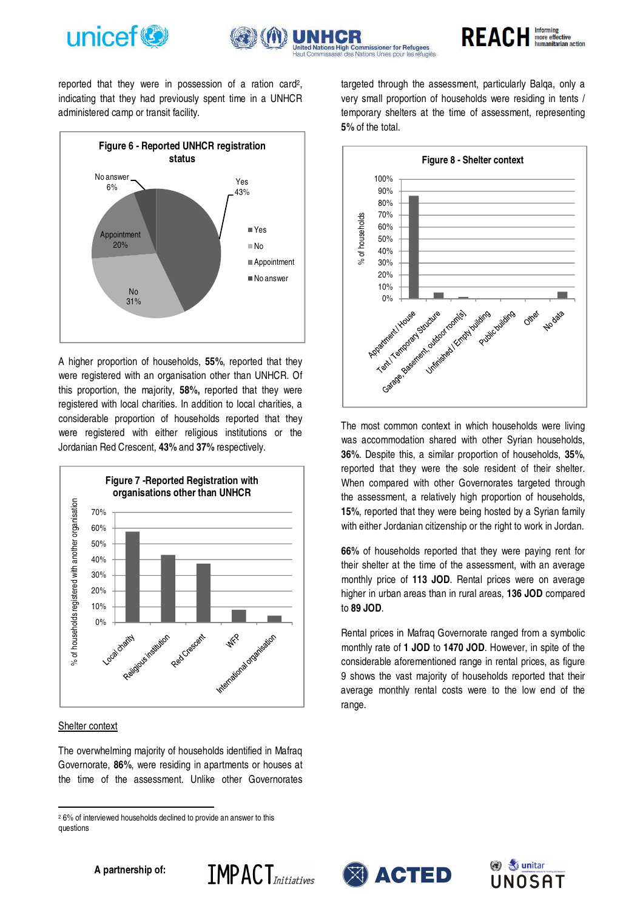reported that they were in possession of a ration card[2], indicating that they had previously spent time in a UNHCR administered camp or transit facility.

**Figure 6 - Reported UNHCR registration status**

| Status | % |
|---|---|
| Yes | 43% |
| No | 31% |
| Appointment | 20% |
| No answer | 6% |

A higher proportion of households, **55%**, reported that they were registered with an organisation other than UNHCR. Of this proportion, the majority, **58%,** reported that they were registered with local charities. In addition to local charities, a considerable proportion of households reported that they were registered with either religious institutions or the Jordanian Red Crescent, **43%** and **37%** respectively.

**Figure 7 -Reported Registration with organisations other than UNHCR**

### Shelter context

The overwhelming majority of households identified in Mafraq Governorate, **86%**, were residing in apartments or houses at the time of the assessment. Unlike other Governorates targeted through the assessment, particularly Balqa, only a very small proportion of households were residing in tents / temporary shelters at the time of assessment, representing **5%** of the total.

**Figure 8 - Shelter context**

The most common context in which households were living was accommodation shared with other Syrian households, **36%**. Despite this, a similar proportion of households, **35%**, reported that they were the sole resident of their shelter. When compared with other Governorates targeted through the assessment, a relatively high proportion of households, **15%**, reported that they were being hosted by a Syrian family with either Jordanian citizenship or the right to work in Jordan.

**66%** of households reported that they were paying rent for their shelter at the time of the assessment, with an average monthly price of **113 JOD**. Rental prices were on average higher in urban areas than in rural areas, **136 JOD** compared to **89 JOD**.

Rental prices in Mafraq Governorate ranged from a symbolic monthly rate of **1 JOD** to **1470 JOD**. However, in spite of the considerable aforementioned range in rental prices, as figure 9 shows the vast majority of households reported that their average monthly rental costs were to the low end of the range.

[2] 6% of interviewed households declined to provide an answer to this questions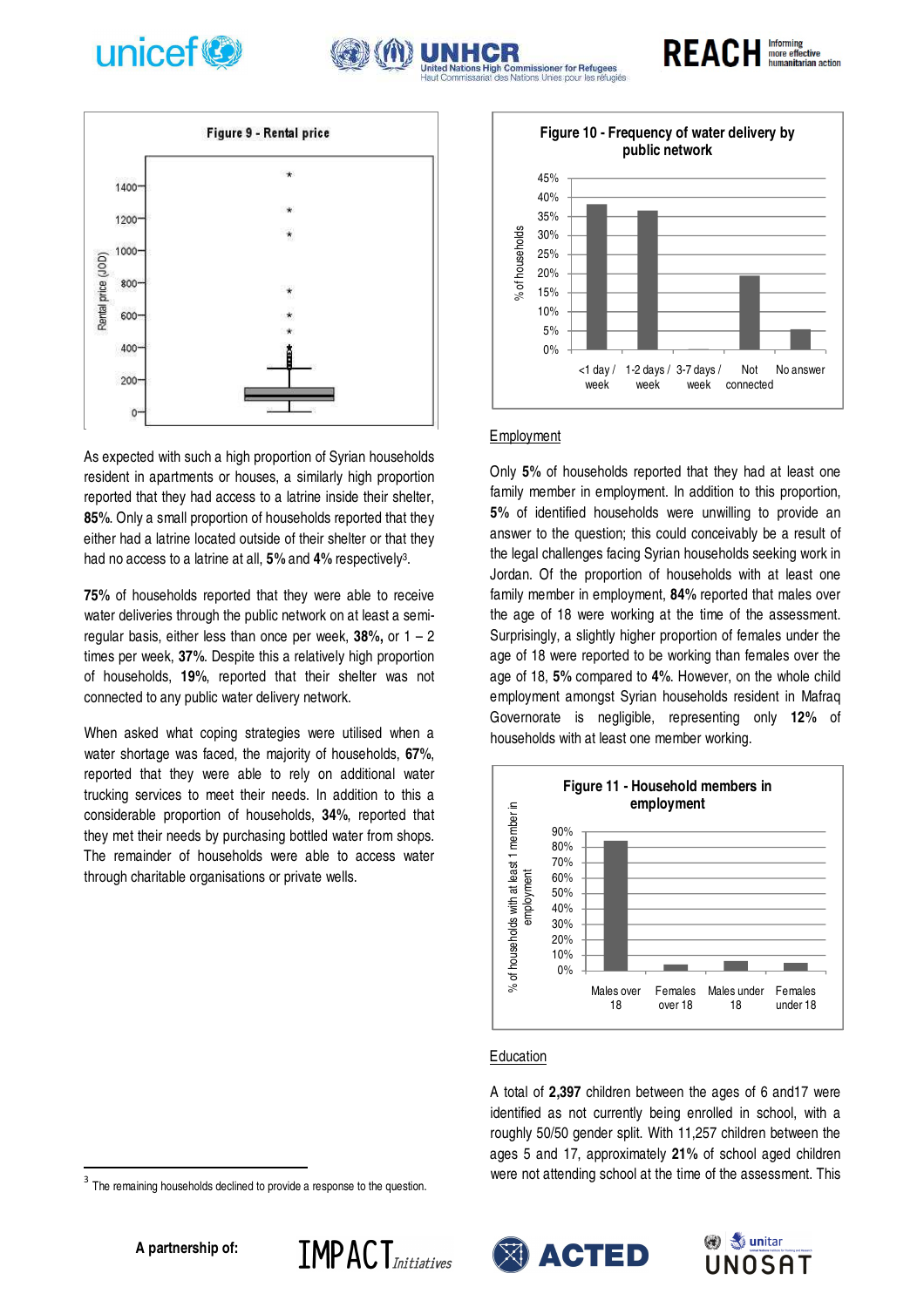Figure 9 - Rental price

As expected with such a high proportion of Syrian households resident in apartments or houses, a similarly high proportion reported that they had access to a latrine inside their shelter, **85%**. Only a small proportion of households reported that they either had a latrine located outside of their shelter or that they had no access to a latrine at all, **5%** and **4%** respectively[3].

**75%** of households reported that they were able to receive water deliveries through the public network on at least a semi-regular basis, either less than once per week, **38%,** or 1 – 2 times per week, **37%**. Despite this a relatively high proportion of households, **19%**, reported that their shelter was not connected to any public water delivery network.

When asked what coping strategies were utilised when a water shortage was faced, the majority of households, **67%**, reported that they were able to rely on additional water trucking services to meet their needs. In addition to this a considerable proportion of households, **34%**, reported that they met their needs by purchasing bottled water from shops. The remainder of households were able to access water through charitable organisations or private wells.

[3] The remaining households declined to provide a response to the question.

Figure 10 - Frequency of water delivery by public network

## Employment

Only **5%** of households reported that they had at least one family member in employment. In addition to this proportion, **5%** of identified households were unwilling to provide an answer to the question; this could conceivably be a result of the legal challenges facing Syrian households seeking work in Jordan. Of the proportion of households with at least one family member in employment, **84%** reported that males over the age of 18 were working at the time of the assessment. Surprisingly, a slightly higher proportion of females under the age of 18 were reported to be working than females over the age of 18, **5%** compared to **4%**. However, on the whole child employment amongst Syrian households resident in Mafraq Governorate is negligible, representing only **12%** of households with at least one member working.

Figure 11 - Household members in employment

## Education

A total of **2,397** children between the ages of 6 and17 were identified as not currently being enrolled in school, with a roughly 50/50 gender split. With 11,257 children between the ages 5 and 17, approximately **21%** of school aged children were not attending school at the time of the assessment. This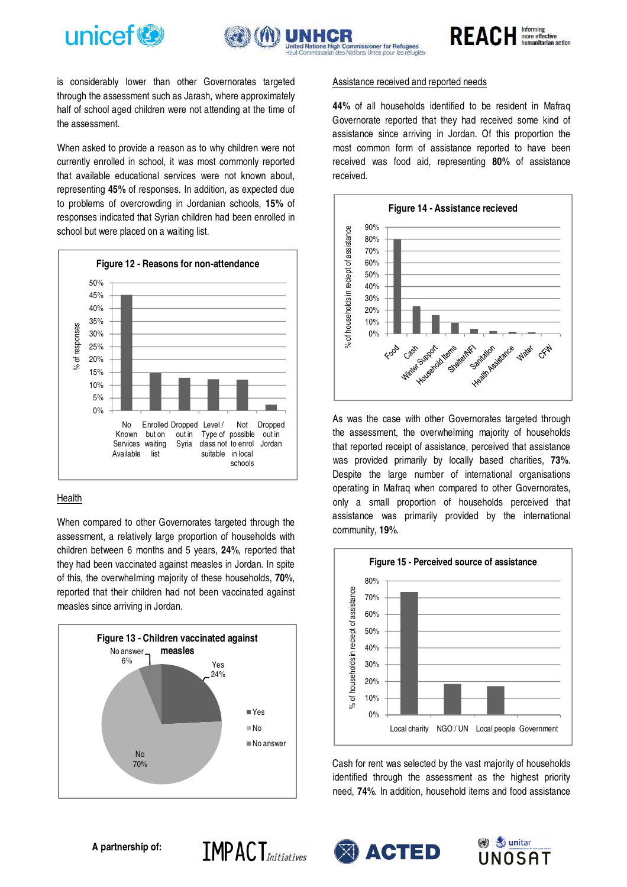is considerably lower than other Governorates targeted through the assessment such as Jarash, where approximately half of school aged children were not attending at the time of the assessment.

When asked to provide a reason as to why children were not currently enrolled in school, it was most commonly reported that available educational services were not known about, representing **45%** of responses. In addition, as expected due to problems of overcrowding in Jordanian schools, **15%** of responses indicated that Syrian children had been enrolled in school but were placed on a waiting list.

**Figure 12 - Reasons for non-attendance**

| Reason | % of responses |
|---|---|
| No Known Services Available | 45% |
| Enrolled but on waiting list | 15% |
| Dropped out in Syria | 13% |
| Level / Type of class not suitable | 12% |
| Not possible to enrol in local schools | 12% |
| Dropped out in Jordan | 2% |

## Health

When compared to other Governorates targeted through the assessment, a relatively large proportion of households with children between 6 months and 5 years, **24%**, reported that they had been vaccinated against measles in Jordan. In spite of this, the overwhelming majority of these households, **70%**, reported that their children had not been vaccinated against measles since arriving in Jordan.

**Figure 13 - Children vaccinated against measles**

| Response | % |
|---|---|
| Yes | 24% |
| No | 70% |
| No answer | 6% |

## Assistance received and reported needs

**44%** of all households identified to be resident in Mafraq Governorate reported that they had received some kind of assistance since arriving in Jordan. Of this proportion the most common form of assistance reported to have been received was food aid, representing **80%** of assistance received.

**Figure 14 - Assistance recieved**

| Assistance | % of households in reciept of assistance |
|---|---|
| Food | 80% |
| Cash | 23% |
| Winter Support | 16% |
| Household Items | 9% |
| Shelter/NFI | 4% |
| Sanitation | 2% |
| Health Assistance | 1% |
| Water | 1% |
| CFW | 0% |

As was the case with other Governorates targeted through the assessment, the overwhelming majority of households that reported receipt of assistance, perceived that assistance was provided primarily by locally based charities, **73%**. Despite the large number of international organisations operating in Mafraq when compared to other Governorates, only a small proportion of households perceived that assistance was primarily provided by the international community, **19%**.

**Figure 15 - Perceived source of assistance**

| Source | % of households in reciept of assistance |
|---|---|
| Local charity | 73% |
| NGO / UN | 18% |
| Local people | 17% |
| Government | 0% |

Cash for rent was selected by the vast majority of households identified through the assessment as the highest priority need, **74%**. In addition, household items and food assistance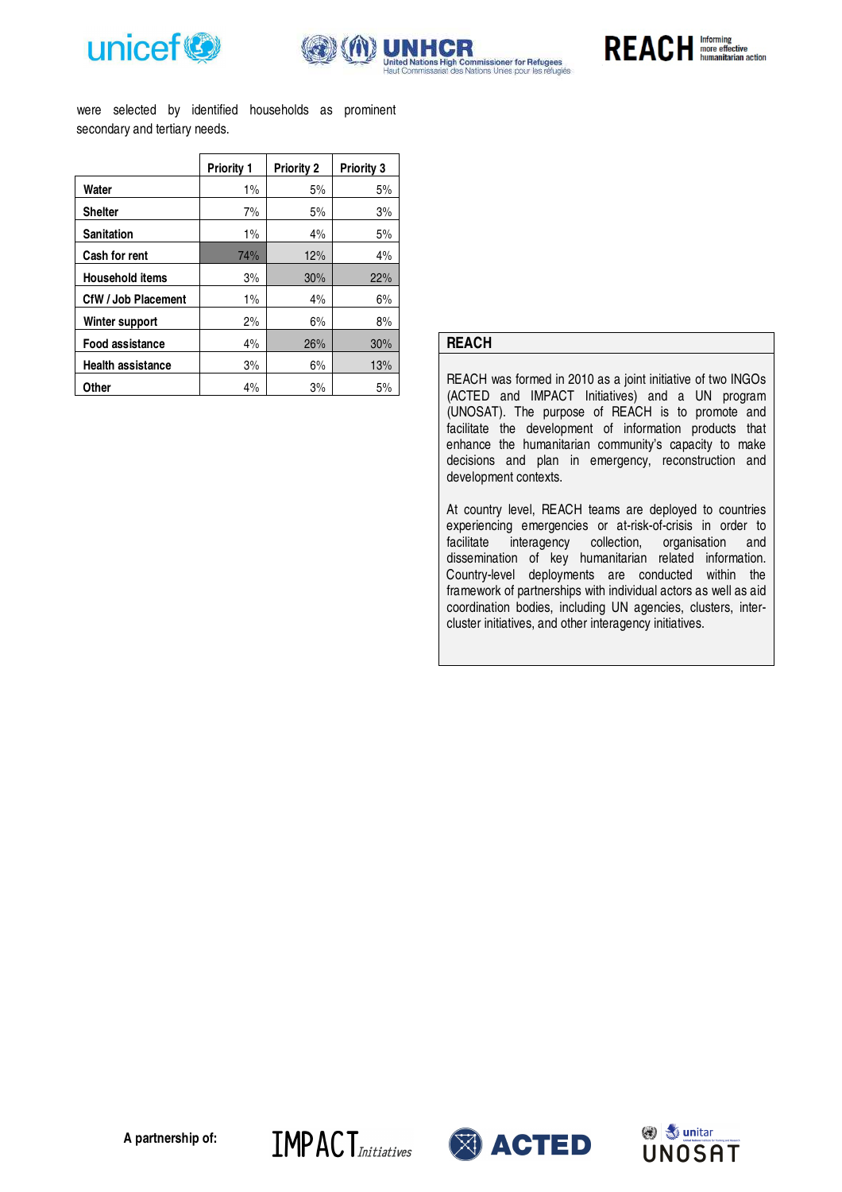were selected by identified households as prominent secondary and tertiary needs.

| | Priority 1 | Priority 2 | Priority 3 |
|---|---|---|---|
| **Water** | 1% | 5% | 5% |
| **Shelter** | 7% | 5% | 3% |
| **Sanitation** | 1% | 4% | 5% |
| **Cash for rent** | 74% | 12% | 4% |
| **Household items** | 3% | 30% | 22% |
| **CfW / Job Placement** | 1% | 4% | 6% |
| **Winter support** | 2% | 6% | 8% |
| **Food assistance** | 4% | 26% | 30% |
| **Health assistance** | 3% | 6% | 13% |
| **Other** | 4% | 3% | 5% |

## REACH

REACH was formed in 2010 as a joint initiative of two INGOs (ACTED and IMPACT Initiatives) and a UN program (UNOSAT). The purpose of REACH is to promote and facilitate the development of information products that enhance the humanitarian community's capacity to make decisions and plan in emergency, reconstruction and development contexts.

At country level, REACH teams are deployed to countries experiencing emergencies or at-risk-of-crisis in order to facilitate interagency collection, organisation and dissemination of key humanitarian related information. Country-level deployments are conducted within the framework of partnerships with individual actors as well as aid coordination bodies, including UN agencies, clusters, inter-cluster initiatives, and other interagency initiatives.

**A partnership of:** IMPACT Initiatives, ACTED, UNITAR UNOSAT